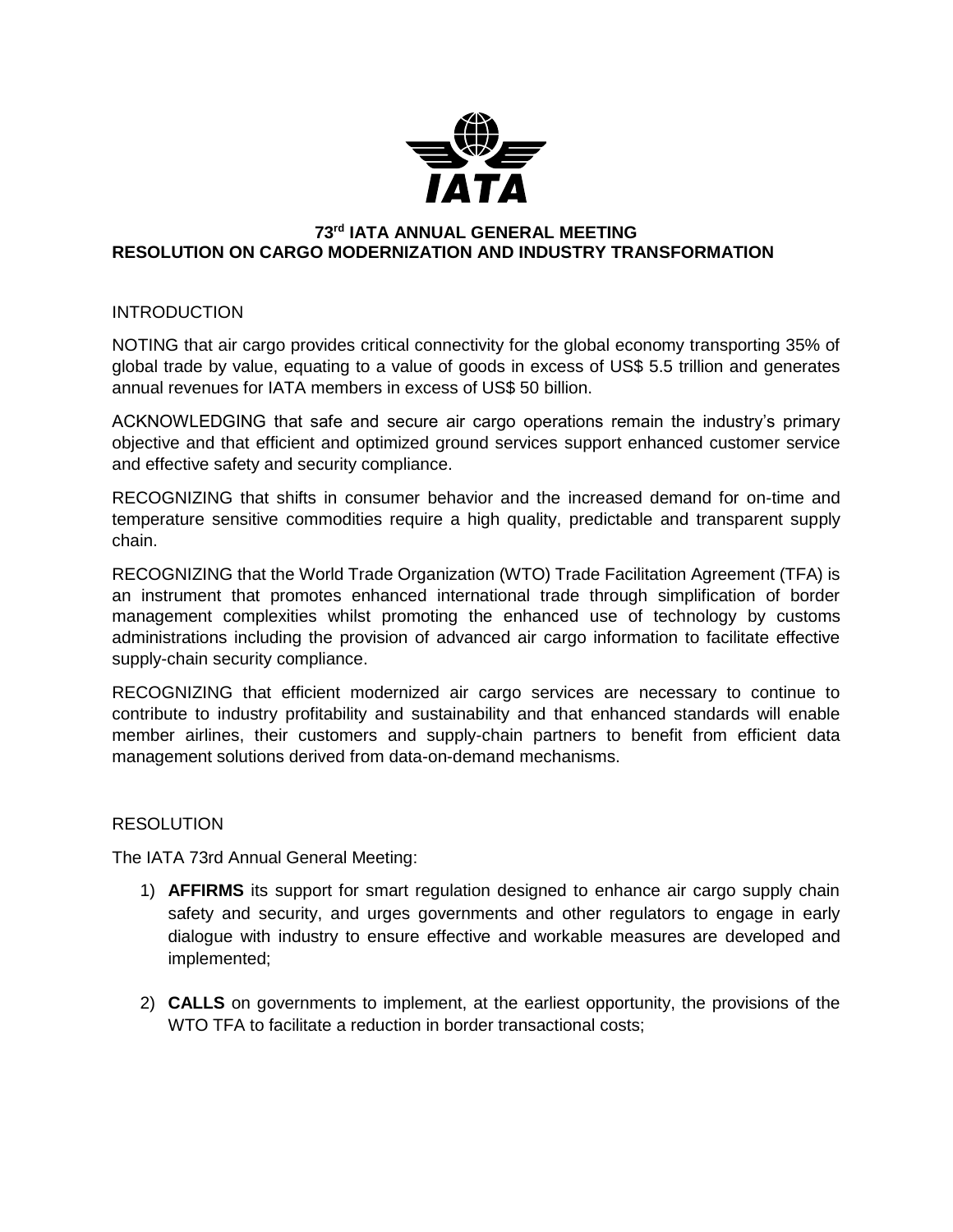# 73rd IATA ANNUAL GENERAL MEETING
# RESOLUTION ON CARGO MODERNIZATION AND INDUSTRY TRANSFORMATION

## INTRODUCTION

NOTING that air cargo provides critical connectivity for the global economy transporting 35% of global trade by value, equating to a value of goods in excess of US$ 5.5 trillion and generates annual revenues for IATA members in excess of US$ 50 billion.

ACKNOWLEDGING that safe and secure air cargo operations remain the industry's primary objective and that efficient and optimized ground services support enhanced customer service and effective safety and security compliance.

RECOGNIZING that shifts in consumer behavior and the increased demand for on-time and temperature sensitive commodities require a high quality, predictable and transparent supply chain.

RECOGNIZING that the World Trade Organization (WTO) Trade Facilitation Agreement (TFA) is an instrument that promotes enhanced international trade through simplification of border management complexities whilst promoting the enhanced use of technology by customs administrations including the provision of advanced air cargo information to facilitate effective supply-chain security compliance.

RECOGNIZING that efficient modernized air cargo services are necessary to continue to contribute to industry profitability and sustainability and that enhanced standards will enable member airlines, their customers and supply-chain partners to benefit from efficient data management solutions derived from data-on-demand mechanisms.

## RESOLUTION

The IATA 73rd Annual General Meeting:

1) **AFFIRMS** its support for smart regulation designed to enhance air cargo supply chain safety and security, and urges governments and other regulators to engage in early dialogue with industry to ensure effective and workable measures are developed and implemented;

2) **CALLS** on governments to implement, at the earliest opportunity, the provisions of the WTO TFA to facilitate a reduction in border transactional costs;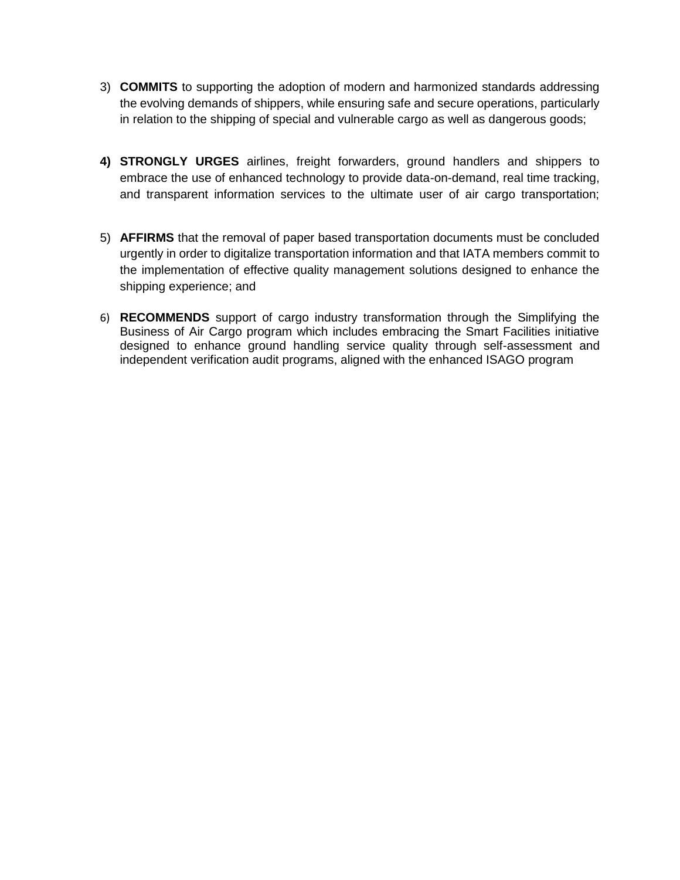3) **COMMITS** to supporting the adoption of modern and harmonized standards addressing the evolving demands of shippers, while ensuring safe and secure operations, particularly in relation to the shipping of special and vulnerable cargo as well as dangerous goods;

4) **STRONGLY URGES** airlines, freight forwarders, ground handlers and shippers to embrace the use of enhanced technology to provide data-on-demand, real time tracking, and transparent information services to the ultimate user of air cargo transportation;

5) **AFFIRMS** that the removal of paper based transportation documents must be concluded urgently in order to digitalize transportation information and that IATA members commit to the implementation of effective quality management solutions designed to enhance the shipping experience; and

6) **RECOMMENDS** support of cargo industry transformation through the Simplifying the Business of Air Cargo program which includes embracing the Smart Facilities initiative designed to enhance ground handling service quality through self-assessment and independent verification audit programs, aligned with the enhanced ISAGO program